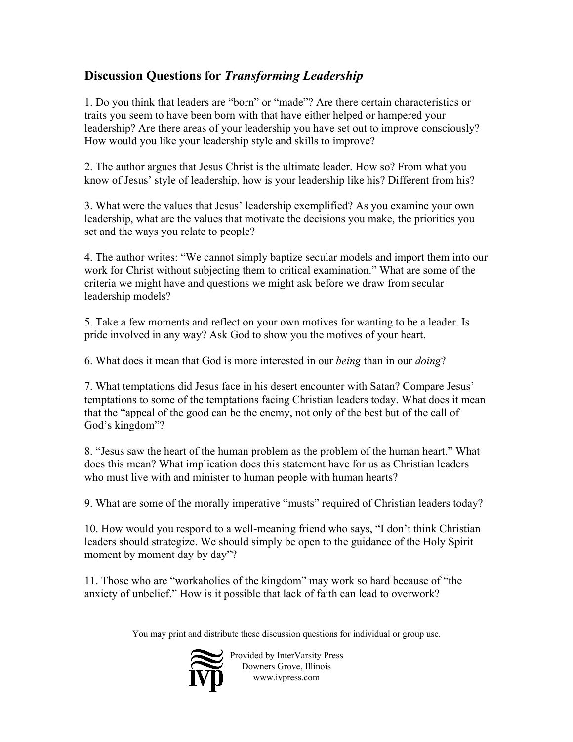## Discussion Questions for *Transforming Leadership*

1. Do you think that leaders are “born” or “made”? Are there certain characteristics or traits you seem to have been born with that have either helped or hampered your leadership? Are there areas of your leadership you have set out to improve consciously? How would you like your leadership style and skills to improve?

2. The author argues that Jesus Christ is the ultimate leader. How so? From what you know of Jesus’ style of leadership, how is your leadership like his? Different from his?

3. What were the values that Jesus’ leadership exemplified? As you examine your own leadership, what are the values that motivate the decisions you make, the priorities you set and the ways you relate to people?

4. The author writes: “We cannot simply baptize secular models and import them into our work for Christ without subjecting them to critical examination.” What are some of the criteria we might have and questions we might ask before we draw from secular leadership models?

5. Take a few moments and reflect on your own motives for wanting to be a leader. Is pride involved in any way? Ask God to show you the motives of your heart.

6. What does it mean that God is more interested in our *being* than in our *doing*?

7. What temptations did Jesus face in his desert encounter with Satan? Compare Jesus’ temptations to some of the temptations facing Christian leaders today. What does it mean that the “appeal of the good can be the enemy, not only of the best but of the call of God’s kingdom”?

8. “Jesus saw the heart of the human problem as the problem of the human heart.” What does this mean? What implication does this statement have for us as Christian leaders who must live with and minister to human people with human hearts?

9. What are some of the morally imperative “musts” required of Christian leaders today?

10. How would you respond to a well-meaning friend who says, “I don’t think Christian leaders should strategize. We should simply be open to the guidance of the Holy Spirit moment by moment day by day”?

11. Those who are “workaholics of the kingdom” may work so hard because of “the anxiety of unbelief.” How is it possible that lack of faith can lead to overwork?

You may print and distribute these discussion questions for individual or group use.

Provided by InterVarsity Press
Downers Grove, Illinois
www.ivpress.com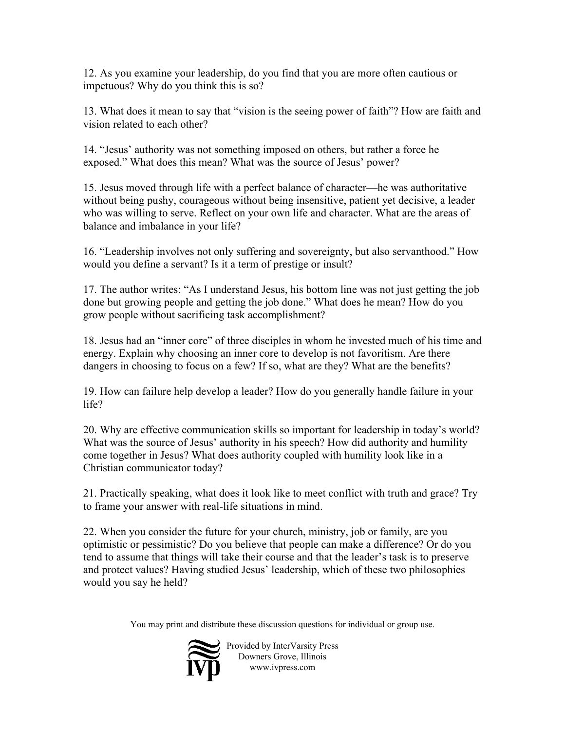12. As you examine your leadership, do you find that you are more often cautious or impetuous? Why do you think this is so?

13. What does it mean to say that "vision is the seeing power of faith"? How are faith and vision related to each other?

14. "Jesus' authority was not something imposed on others, but rather a force he exposed." What does this mean? What was the source of Jesus' power?

15. Jesus moved through life with a perfect balance of character—he was authoritative without being pushy, courageous without being insensitive, patient yet decisive, a leader who was willing to serve. Reflect on your own life and character. What are the areas of balance and imbalance in your life?

16. "Leadership involves not only suffering and sovereignty, but also servanthood." How would you define a servant? Is it a term of prestige or insult?

17. The author writes: "As I understand Jesus, his bottom line was not just getting the job done but growing people and getting the job done." What does he mean? How do you grow people without sacrificing task accomplishment?

18. Jesus had an "inner core" of three disciples in whom he invested much of his time and energy. Explain why choosing an inner core to develop is not favoritism. Are there dangers in choosing to focus on a few? If so, what are they? What are the benefits?

19. How can failure help develop a leader? How do you generally handle failure in your life?

20. Why are effective communication skills so important for leadership in today's world? What was the source of Jesus' authority in his speech? How did authority and humility come together in Jesus? What does authority coupled with humility look like in a Christian communicator today?

21. Practically speaking, what does it look like to meet conflict with truth and grace? Try to frame your answer with real-life situations in mind.

22. When you consider the future for your church, ministry, job or family, are you optimistic or pessimistic? Do you believe that people can make a difference? Or do you tend to assume that things will take their course and that the leader's task is to preserve and protect values? Having studied Jesus' leadership, which of these two philosophies would you say he held?

You may print and distribute these discussion questions for individual or group use.

Provided by InterVarsity Press
Downers Grove, Illinois
www.ivpress.com